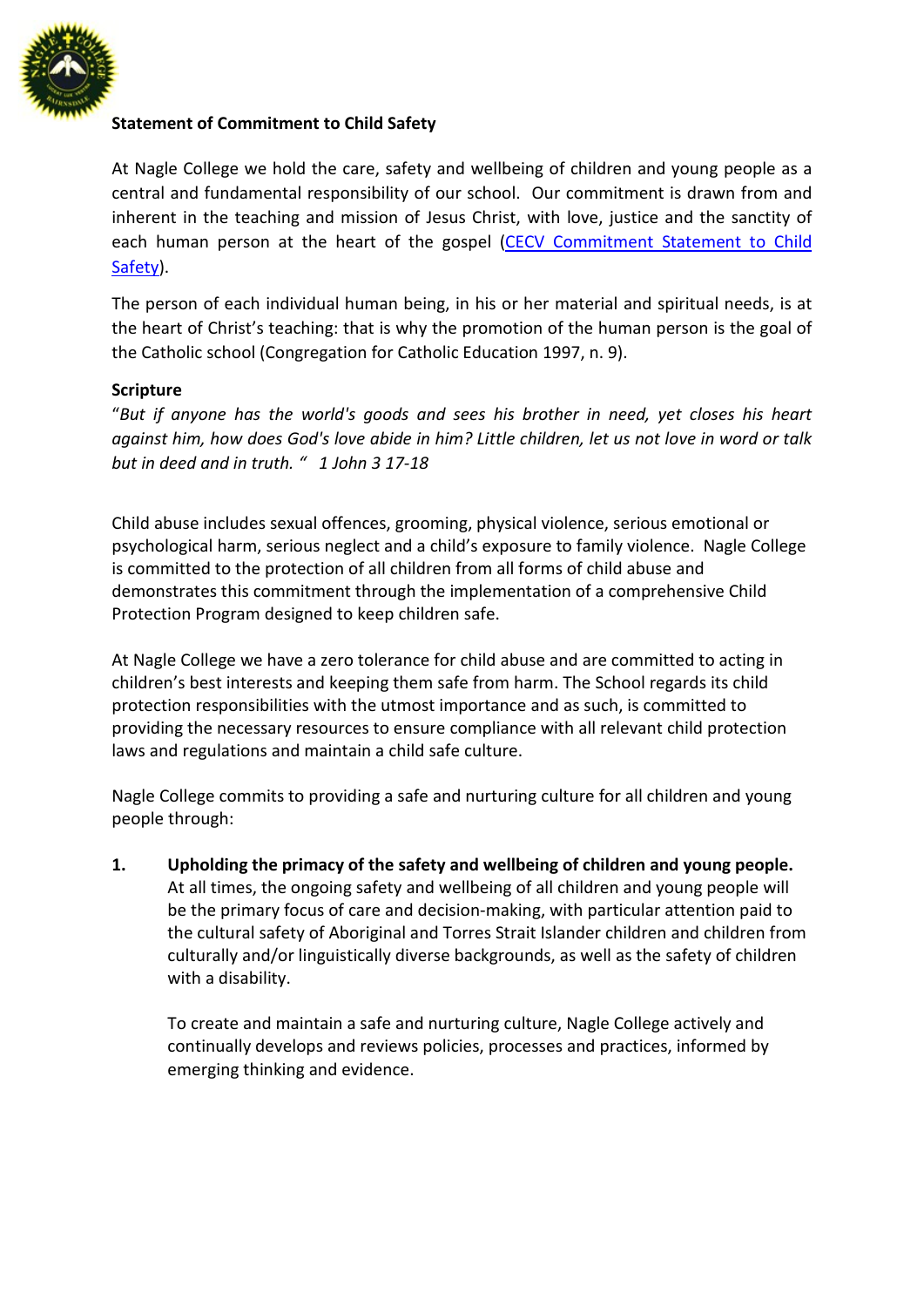**Statement of Commitment to Child Safety**

At Nagle College we hold the care, safety and wellbeing of children and young people as a central and fundamental responsibility of our school. Our commitment is drawn from and inherent in the teaching and mission of Jesus Christ, with love, justice and the sanctity of each human person at the heart of the gospel (CECV Commitment Statement to Child Safety).

The person of each individual human being, in his or her material and spiritual needs, is at the heart of Christ's teaching: that is why the promotion of the human person is the goal of the Catholic school (Congregation for Catholic Education 1997, n. 9).

**Scripture**

"*But if anyone has the world's goods and sees his brother in need, yet closes his heart against him, how does God's love abide in him? Little children, let us not love in word or talk but in deed and in truth. " 1 John 3 17-18*

Child abuse includes sexual offences, grooming, physical violence, serious emotional or psychological harm, serious neglect and a child's exposure to family violence. Nagle College is committed to the protection of all children from all forms of child abuse and demonstrates this commitment through the implementation of a comprehensive Child Protection Program designed to keep children safe.

At Nagle College we have a zero tolerance for child abuse and are committed to acting in children's best interests and keeping them safe from harm. The School regards its child protection responsibilities with the utmost importance and as such, is committed to providing the necessary resources to ensure compliance with all relevant child protection laws and regulations and maintain a child safe culture.

Nagle College commits to providing a safe and nurturing culture for all children and young people through:

1. **Upholding the primacy of the safety and wellbeing of children and young people.** At all times, the ongoing safety and wellbeing of all children and young people will be the primary focus of care and decision-making, with particular attention paid to the cultural safety of Aboriginal and Torres Strait Islander children and children from culturally and/or linguistically diverse backgrounds, as well as the safety of children with a disability.

   To create and maintain a safe and nurturing culture, Nagle College actively and continually develops and reviews policies, processes and practices, informed by emerging thinking and evidence.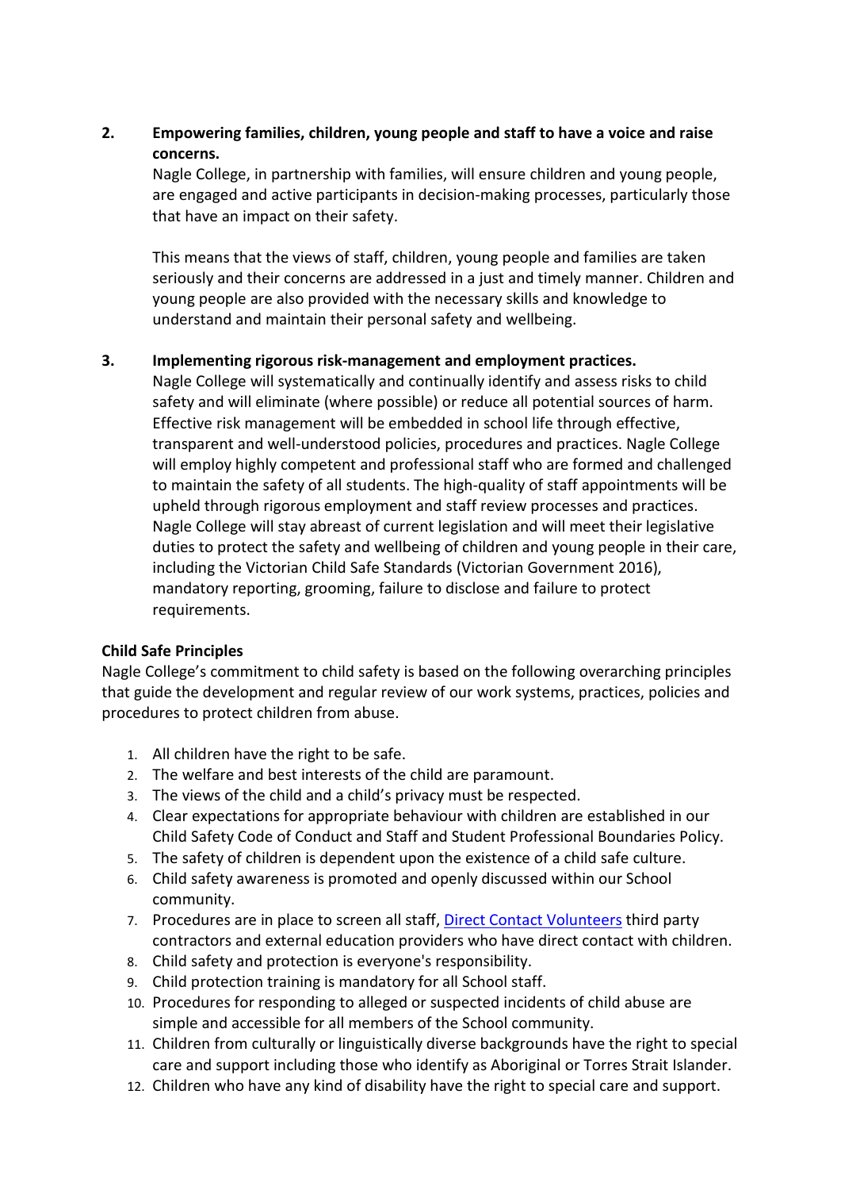2. **Empowering families, children, young people and staff to have a voice and raise concerns.**
   Nagle College, in partnership with families, will ensure children and young people, are engaged and active participants in decision-making processes, particularly those that have an impact on their safety.

   This means that the views of staff, children, young people and families are taken seriously and their concerns are addressed in a just and timely manner. Children and young people are also provided with the necessary skills and knowledge to understand and maintain their personal safety and wellbeing.

3. **Implementing rigorous risk-management and employment practices.**
   Nagle College will systematically and continually identify and assess risks to child safety and will eliminate (where possible) or reduce all potential sources of harm. Effective risk management will be embedded in school life through effective, transparent and well-understood policies, procedures and practices. Nagle College will employ highly competent and professional staff who are formed and challenged to maintain the safety of all students. The high-quality of staff appointments will be upheld through rigorous employment and staff review processes and practices. Nagle College will stay abreast of current legislation and will meet their legislative duties to protect the safety and wellbeing of children and young people in their care, including the Victorian Child Safe Standards (Victorian Government 2016), mandatory reporting, grooming, failure to disclose and failure to protect requirements.

**Child Safe Principles**

Nagle College's commitment to child safety is based on the following overarching principles that guide the development and regular review of our work systems, practices, policies and procedures to protect children from abuse.

1. All children have the right to be safe.
2. The welfare and best interests of the child are paramount.
3. The views of the child and a child's privacy must be respected.
4. Clear expectations for appropriate behaviour with children are established in our Child Safety Code of Conduct and Staff and Student Professional Boundaries Policy.
5. The safety of children is dependent upon the existence of a child safe culture.
6. Child safety awareness is promoted and openly discussed within our School community.
7. Procedures are in place to screen all staff, Direct Contact Volunteers third party contractors and external education providers who have direct contact with children.
8. Child safety and protection is everyone's responsibility.
9. Child protection training is mandatory for all School staff.
10. Procedures for responding to alleged or suspected incidents of child abuse are simple and accessible for all members of the School community.
11. Children from culturally or linguistically diverse backgrounds have the right to special care and support including those who identify as Aboriginal or Torres Strait Islander.
12. Children who have any kind of disability have the right to special care and support.